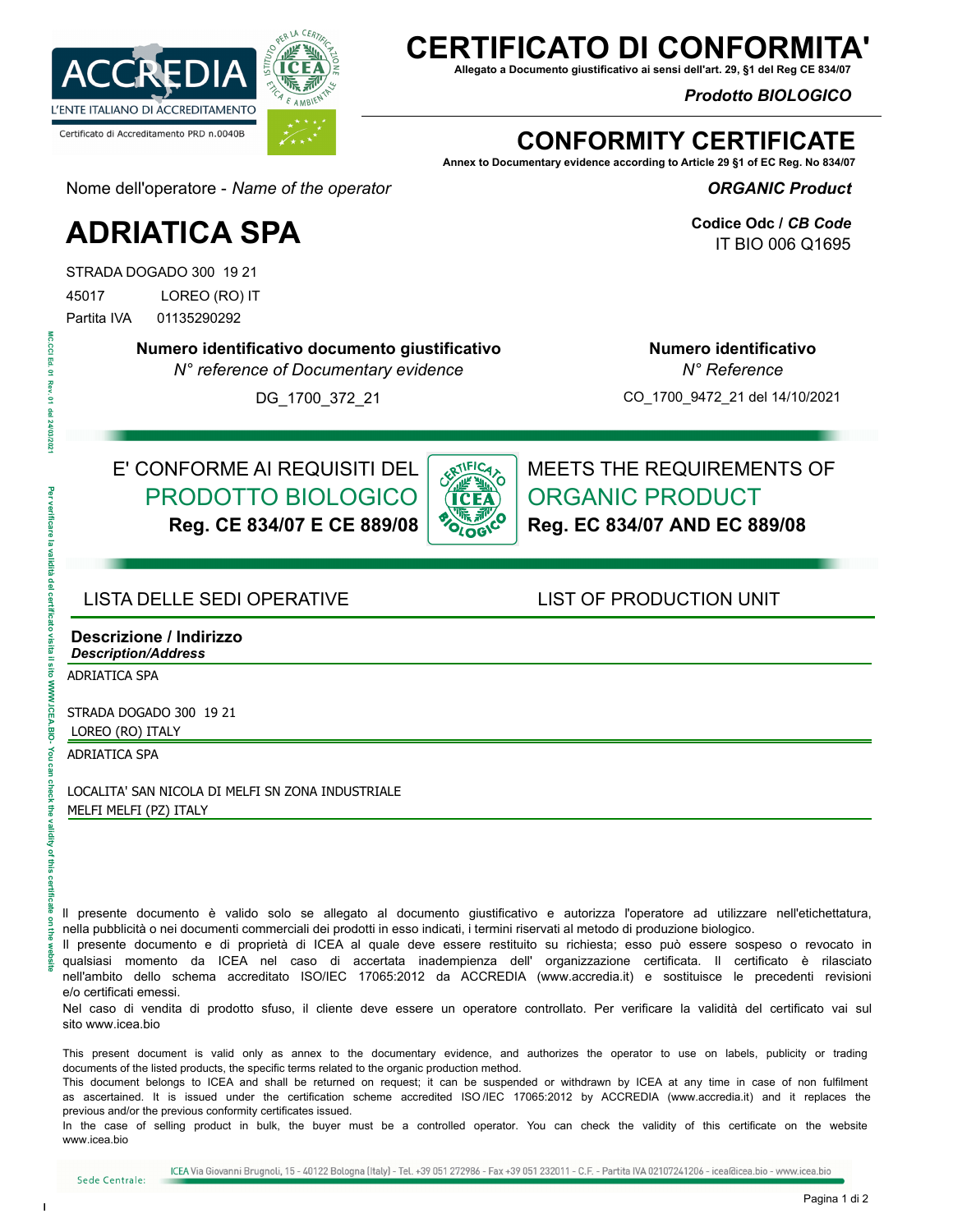ACCREDIA
L'ENTE ITALIANO DI ACCREDITAMENTO
Certificato di Accreditamento PRD n.0040B

# CERTIFICATO DI CONFORMITA'

**Allegato a Documento giustificativo ai sensi dell'art. 29, §1 del Reg CE 834/07**

***Prodotto BIOLOGICO***

# CONFORMITY CERTIFICATE

**Annex to Documentary evidence according to Article 29 §1 of EC Reg. No 834/07**

***ORGANIC Product***

Nome dell'operatore - *Name of the operator*

# ADRIATICA SPA

STRADA DOGADO 300 19 21
45017 LOREO (RO) IT
Partita IVA 01135290292

**Codice Odc / *CB Code***
IT BIO 006 Q1695

**Numero identificativo documento giustificativo**
*N° reference of Documentary evidence*
DG_1700_372_21

**Numero identificativo**
*N° Reference*
CO_1700_9472_21 del 14/10/2021

E' CONFORME AI REQUISITI DEL
PRODOTTO BIOLOGICO
**Reg. CE 834/07 E CE 889/08**

MEETS THE REQUIREMENTS OF
ORGANIC PRODUCT
**Reg. EC 834/07 AND EC 889/08**

## LISTA DELLE SEDI OPERATIVE / LIST OF PRODUCTION UNIT

**Descrizione / Indirizzo**
***Description/Address***

ADRIATICA SPA

STRADA DOGADO 300 19 21
LOREO (RO) ITALY

ADRIATICA SPA

LOCALITA' SAN NICOLA DI MELFI SN ZONA INDUSTRIALE
MELFI MELFI (PZ) ITALY

Il presente documento è valido solo se allegato al documento giustificativo e autorizza l'operatore ad utilizzare nell'etichettatura, nella pubblicità o nei documenti commerciali dei prodotti in esso indicati, i termini riservati al metodo di produzione biologico.
Il presente documento e di proprietà di ICEA al quale deve essere restituito su richiesta; esso può essere sospeso o revocato in qualsiasi momento da ICEA nel caso di accertata inadempienza dell' organizzazione certificata. Il certificato è rilasciato nell'ambito dello schema accreditato ISO/IEC 17065:2012 da ACCREDIA (www.accredia.it) e sostituisce le precedenti revisioni e/o certificati emessi.
Nel caso di vendita di prodotto sfuso, il cliente deve essere un operatore controllato. Per verificare la validità del certificato vai sul sito www.icea.bio

This present document is valid only as annex to the documentary evidence, and authorizes the operator to use on labels, publicity or trading documents of the listed products, the specific terms related to the organic production method.
This document belongs to ICEA and shall be returned on request; it can be suspended or withdrawn by ICEA at any time in case of non fulfilment as ascertained. It is issued under the certification scheme accredited ISO/IEC 17065:2012 by ACCREDIA (www.accredia.it) and it replaces the previous and/or the previous conformity certificates issued.
In the case of selling product in bulk, the buyer must be a controlled operator. You can check the validity of this certificate on the website www.icea.bio

Sede Centrale: ICEA Via Giovanni Brugnoli, 15 - 40122 Bologna (Italy) - Tel. +39 051 272986 - Fax +39 051 232011 - C.F. - Partita IVA 02107241206 - icea@icea.bio - www.icea.bio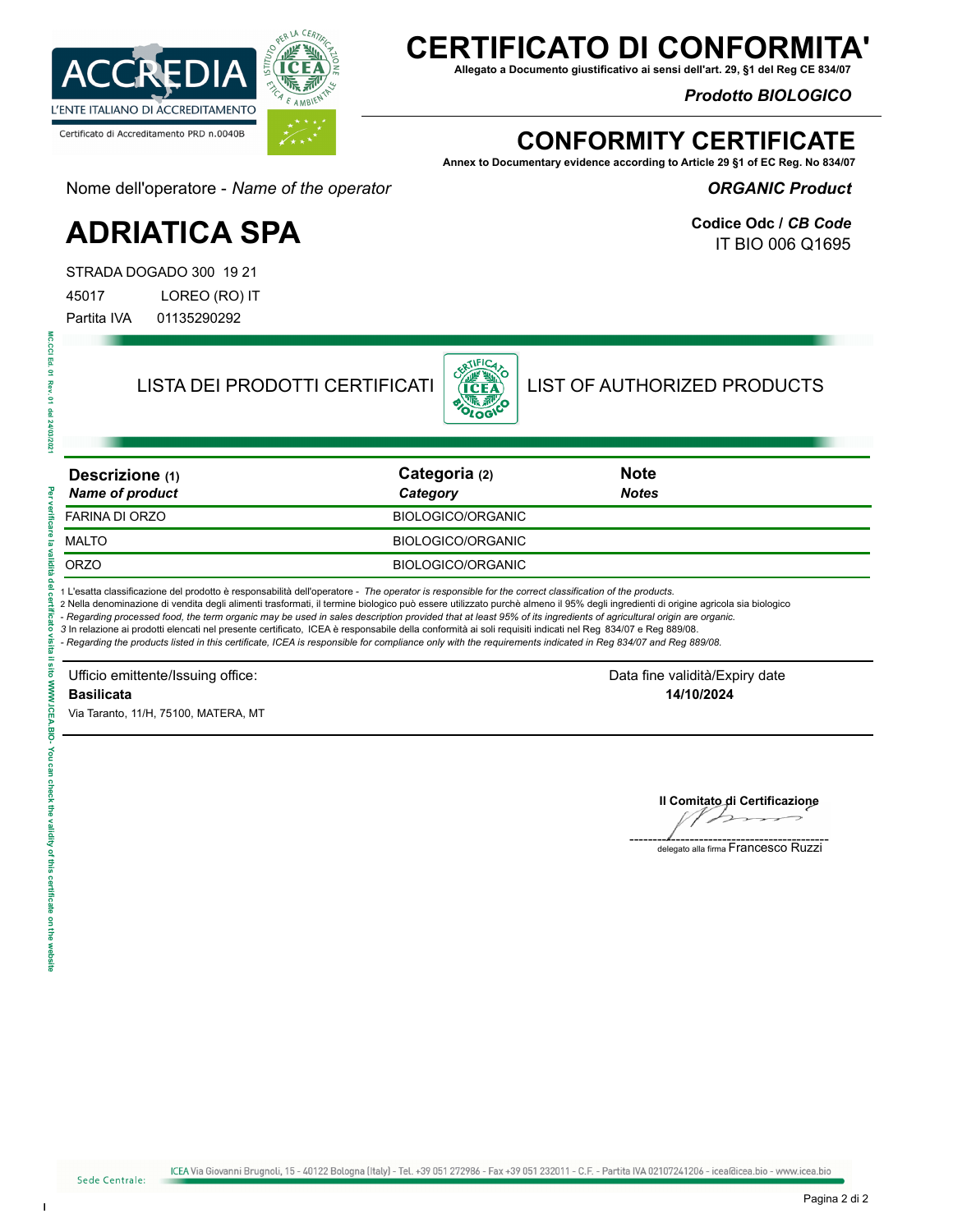ACCREDIA
L'ENTE ITALIANO DI ACCREDITAMENTO
Certificato di Accreditamento PRD n.0040B

# CERTIFICATO DI CONFORMITA'

**Allegato a Documento giustificativo ai sensi dell'art. 29, §1 del Reg CE 834/07**

***Prodotto BIOLOGICO***

# CONFORMITY CERTIFICATE

**Annex to Documentary evidence according to Article 29 §1 of EC Reg. No 834/07**

***ORGANIC Product***

Nome dell'operatore - *Name of the operator*

## ADRIATICA SPA

STRADA DOGADO 300 19 21
45017 LOREO (RO) IT
Partita IVA 01135290292

**Codice Odc /** ***CB Code***
IT BIO 006 Q1695

MC.CCI Ed. 01 Rev. 01 del 24/03/2021

LISTA DEI PRODOTTI CERTIFICATI — LIST OF AUTHORIZED PRODUCTS

| **Descrizione (1)** *Name of product* | **Categoria (2)** *Category* | **Note** *Notes* |
|---|---|---|
| FARINA DI ORZO | BIOLOGICO/ORGANIC | |
| MALTO | BIOLOGICO/ORGANIC | |
| ORZO | BIOLOGICO/ORGANIC | |

1 L'esatta classificazione del prodotto è responsabilità dell'operatore - *The operator is responsible for the correct classification of the products.*
2 Nella denominazione di vendita degli alimenti trasformati, il termine biologico può essere utilizzato purchè almeno il 95% degli ingredienti di origine agricola sia biologico
*- Regarding processed food, the term organic may be used in sales description provided that at least 95% of its ingredients of agricultural origin are organic.*
3 In relazione ai prodotti elencati nel presente certificato, ICEA è responsabile della conformità ai soli requisiti indicati nel Reg 834/07 e Reg 889/08.
*- Regarding the products listed in this certificate, ICEA is responsible for compliance only with the requirements indicated in Reg 834/07 and Reg 889/08.*

Ufficio emittente/Issuing office:
**Basilicata**
Via Taranto, 11/H, 75100, MATERA, MT

Data fine validità/Expiry date
**14/10/2024**

**Il Comitato di Certificazione**

delegato alla firma Francesco Ruzzi

Per verificare la validità del certificato visita il sito WWW.ICEA.BIO - You can check the validity of this certificate on the website

Sede Centrale: ICEA Via Giovanni Brugnoli, 15 - 40122 Bologna (Italy) - Tel. +39 051 272986 - Fax +39 051 232011 - C.F. - Partita IVA 02107241206 - icea@icea.bio - www.icea.bio